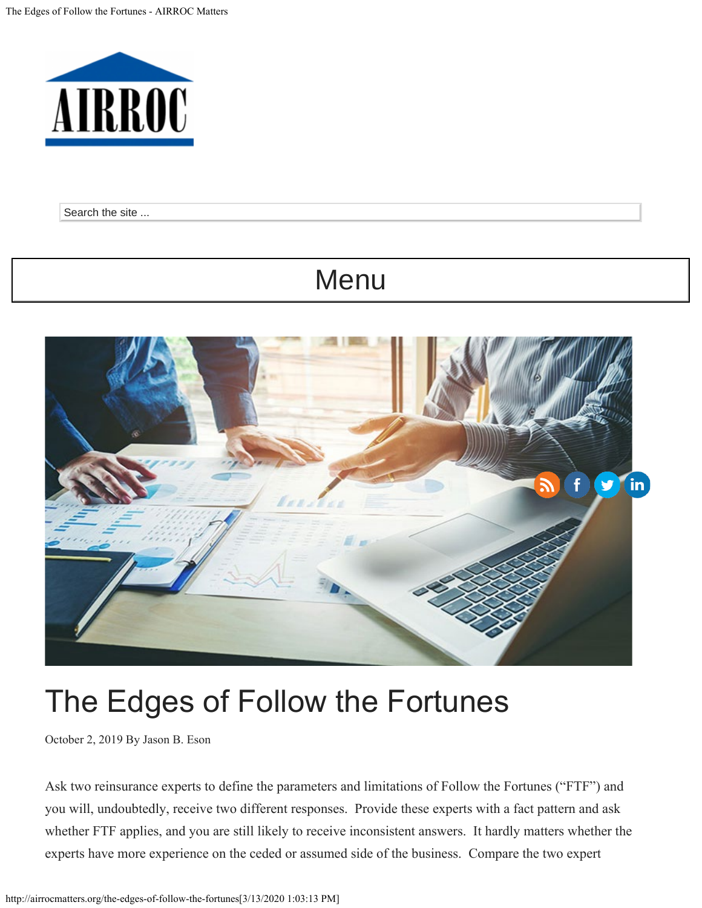# The Edges of Follow the Fortunes

October 2, 2019 By Jason B. Eson

Ask two reinsurance experts to define the parameters and limitations of Follow the Fortunes ("FTF") and you will, undoubtedly, receive two different responses. Provide these experts with a fact pattern and ask whether FTF applies, and you are still likely to receive inconsistent answers. It hardly matters whether the experts have more experience on the ceded or assumed side of the business. Compare the two expert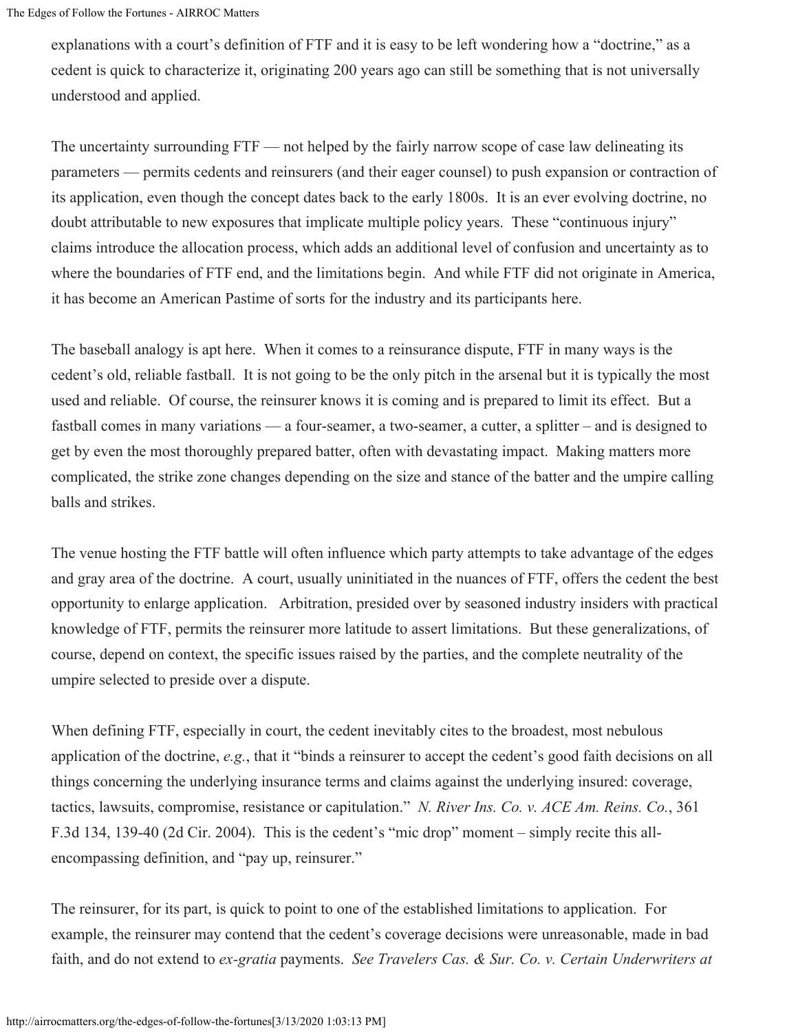explanations with a court's definition of FTF and it is easy to be left wondering how a "doctrine," as a cedent is quick to characterize it, originating 200 years ago can still be something that is not universally understood and applied.

The uncertainty surrounding FTF — not helped by the fairly narrow scope of case law delineating its parameters — permits cedents and reinsurers (and their eager counsel) to push expansion or contraction of its application, even though the concept dates back to the early 1800s. It is an ever evolving doctrine, no doubt attributable to new exposures that implicate multiple policy years. These "continuous injury" claims introduce the allocation process, which adds an additional level of confusion and uncertainty as to where the boundaries of FTF end, and the limitations begin. And while FTF did not originate in America, it has become an American Pastime of sorts for the industry and its participants here.

The baseball analogy is apt here. When it comes to a reinsurance dispute, FTF in many ways is the cedent's old, reliable fastball. It is not going to be the only pitch in the arsenal but it is typically the most used and reliable. Of course, the reinsurer knows it is coming and is prepared to limit its effect. But a fastball comes in many variations — a four-seamer, a two-seamer, a cutter, a splitter – and is designed to get by even the most thoroughly prepared batter, often with devastating impact. Making matters more complicated, the strike zone changes depending on the size and stance of the batter and the umpire calling balls and strikes.

The venue hosting the FTF battle will often influence which party attempts to take advantage of the edges and gray area of the doctrine. A court, usually uninitiated in the nuances of FTF, offers the cedent the best opportunity to enlarge application. Arbitration, presided over by seasoned industry insiders with practical knowledge of FTF, permits the reinsurer more latitude to assert limitations. But these generalizations, of course, depend on context, the specific issues raised by the parties, and the complete neutrality of the umpire selected to preside over a dispute.

When defining FTF, especially in court, the cedent inevitably cites to the broadest, most nebulous application of the doctrine, *e.g.*, that it "binds a reinsurer to accept the cedent's good faith decisions on all things concerning the underlying insurance terms and claims against the underlying insured: coverage, tactics, lawsuits, compromise, resistance or capitulation." *N. River Ins. Co. v. ACE Am. Reins. Co.*, 361 F.3d 134, 139-40 (2d Cir. 2004). This is the cedent's "mic drop" moment – simply recite this all-encompassing definition, and "pay up, reinsurer."

The reinsurer, for its part, is quick to point to one of the established limitations to application. For example, the reinsurer may contend that the cedent's coverage decisions were unreasonable, made in bad faith, and do not extend to *ex-gratia* payments. *See Travelers Cas. & Sur. Co. v. Certain Underwriters at*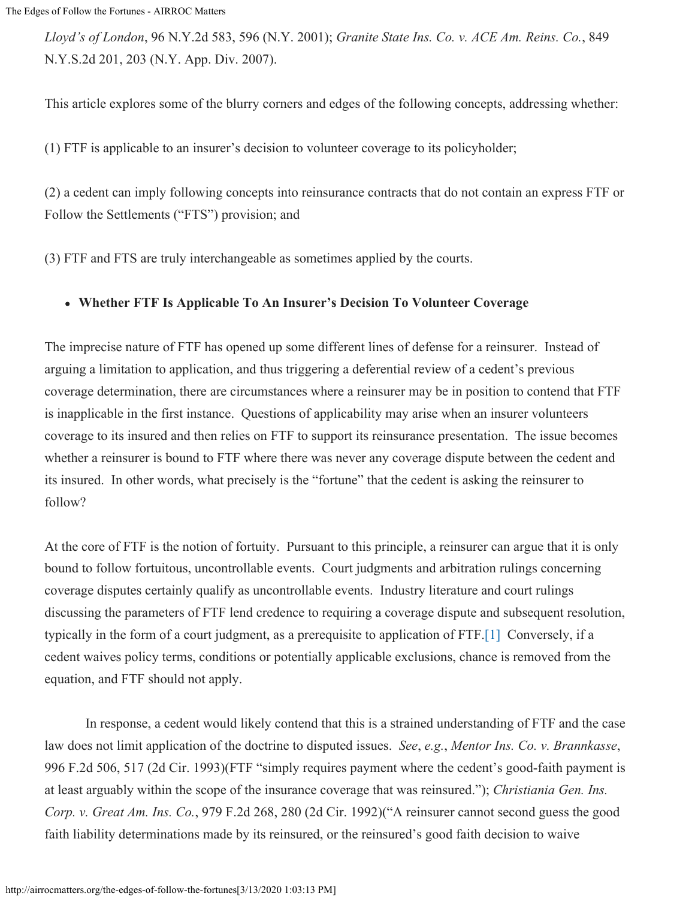*Lloyd's of London*, 96 N.Y.2d 583, 596 (N.Y. 2001); *Granite State Ins. Co. v. ACE Am. Reins. Co.*, 849 N.Y.S.2d 201, 203 (N.Y. App. Div. 2007).

This article explores some of the blurry corners and edges of the following concepts, addressing whether:

(1) FTF is applicable to an insurer's decision to volunteer coverage to its policyholder;

(2) a cedent can imply following concepts into reinsurance contracts that do not contain an express FTF or Follow the Settlements ("FTS") provision; and

(3) FTF and FTS are truly interchangeable as sometimes applied by the courts.

- **Whether FTF Is Applicable To An Insurer's Decision To Volunteer Coverage**

The imprecise nature of FTF has opened up some different lines of defense for a reinsurer. Instead of arguing a limitation to application, and thus triggering a deferential review of a cedent's previous coverage determination, there are circumstances where a reinsurer may be in position to contend that FTF is inapplicable in the first instance. Questions of applicability may arise when an insurer volunteers coverage to its insured and then relies on FTF to support its reinsurance presentation. The issue becomes whether a reinsurer is bound to FTF where there was never any coverage dispute between the cedent and its insured. In other words, what precisely is the "fortune" that the cedent is asking the reinsurer to follow?

At the core of FTF is the notion of fortuity. Pursuant to this principle, a reinsurer can argue that it is only bound to follow fortuitous, uncontrollable events. Court judgments and arbitration rulings concerning coverage disputes certainly qualify as uncontrollable events. Industry literature and court rulings discussing the parameters of FTF lend credence to requiring a coverage dispute and subsequent resolution, typically in the form of a court judgment, as a prerequisite to application of FTF.[1] Conversely, if a cedent waives policy terms, conditions or potentially applicable exclusions, chance is removed from the equation, and FTF should not apply.

In response, a cedent would likely contend that this is a strained understanding of FTF and the case law does not limit application of the doctrine to disputed issues. *See*, *e.g.*, *Mentor Ins. Co. v. Brannkasse*, 996 F.2d 506, 517 (2d Cir. 1993)(FTF "simply requires payment where the cedent's good-faith payment is at least arguably within the scope of the insurance coverage that was reinsured."); *Christiania Gen. Ins. Corp. v. Great Am. Ins. Co.*, 979 F.2d 268, 280 (2d Cir. 1992)("A reinsurer cannot second guess the good faith liability determinations made by its reinsured, or the reinsured's good faith decision to waive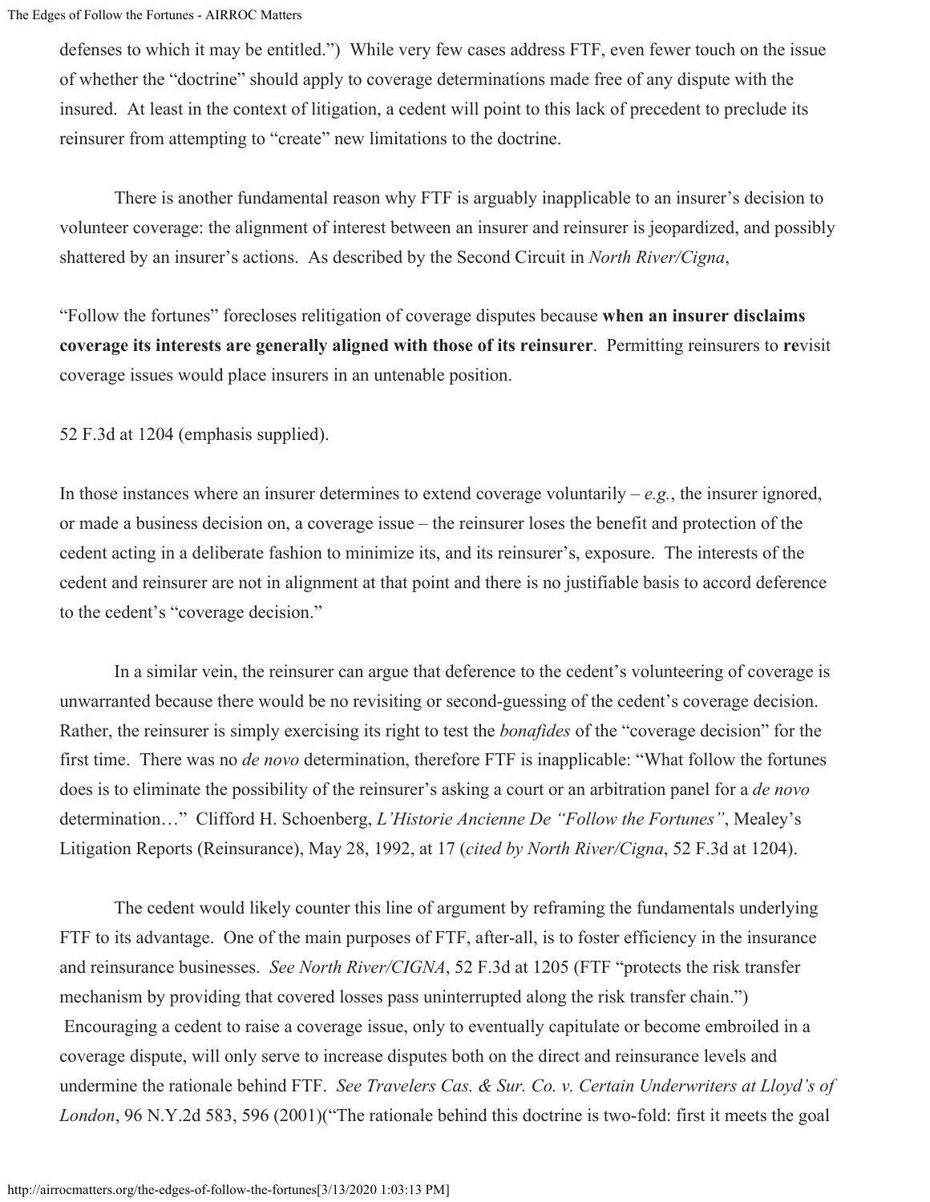defenses to which it may be entitled.") While very few cases address FTF, even fewer touch on the issue of whether the "doctrine" should apply to coverage determinations made free of any dispute with the insured. At least in the context of litigation, a cedent will point to this lack of precedent to preclude its reinsurer from attempting to "create" new limitations to the doctrine.

There is another fundamental reason why FTF is arguably inapplicable to an insurer's decision to volunteer coverage: the alignment of interest between an insurer and reinsurer is jeopardized, and possibly shattered by an insurer's actions. As described by the Second Circuit in *North River/Cigna*,

"Follow the fortunes" forecloses relitigation of coverage disputes because **when an insurer disclaims coverage its interests are generally aligned with those of its reinsurer**. Permitting reinsurers to **re**visit coverage issues would place insurers in an untenable position.

52 F.3d at 1204 (emphasis supplied).

In those instances where an insurer determines to extend coverage voluntarily – *e.g.*, the insurer ignored, or made a business decision on, a coverage issue – the reinsurer loses the benefit and protection of the cedent acting in a deliberate fashion to minimize its, and its reinsurer's, exposure. The interests of the cedent and reinsurer are not in alignment at that point and there is no justifiable basis to accord deference to the cedent's "coverage decision."

In a similar vein, the reinsurer can argue that deference to the cedent's volunteering of coverage is unwarranted because there would be no revisiting or second-guessing of the cedent's coverage decision. Rather, the reinsurer is simply exercising its right to test the *bonafides* of the "coverage decision" for the first time. There was no *de novo* determination, therefore FTF is inapplicable: "What follow the fortunes does is to eliminate the possibility of the reinsurer's asking a court or an arbitration panel for a *de novo* determination…" Clifford H. Schoenberg, *L'Historie Ancienne De "Follow the Fortunes"*, Mealey's Litigation Reports (Reinsurance), May 28, 1992, at 17 (*cited by North River/Cigna*, 52 F.3d at 1204).

The cedent would likely counter this line of argument by reframing the fundamentals underlying FTF to its advantage. One of the main purposes of FTF, after-all, is to foster efficiency in the insurance and reinsurance businesses. *See North River/CIGNA*, 52 F.3d at 1205 (FTF "protects the risk transfer mechanism by providing that covered losses pass uninterrupted along the risk transfer chain.") Encouraging a cedent to raise a coverage issue, only to eventually capitulate or become embroiled in a coverage dispute, will only serve to increase disputes both on the direct and reinsurance levels and undermine the rationale behind FTF. *See Travelers Cas. & Sur. Co. v. Certain Underwriters at Lloyd's of London*, 96 N.Y.2d 583, 596 (2001)("The rationale behind this doctrine is two-fold: first it meets the goal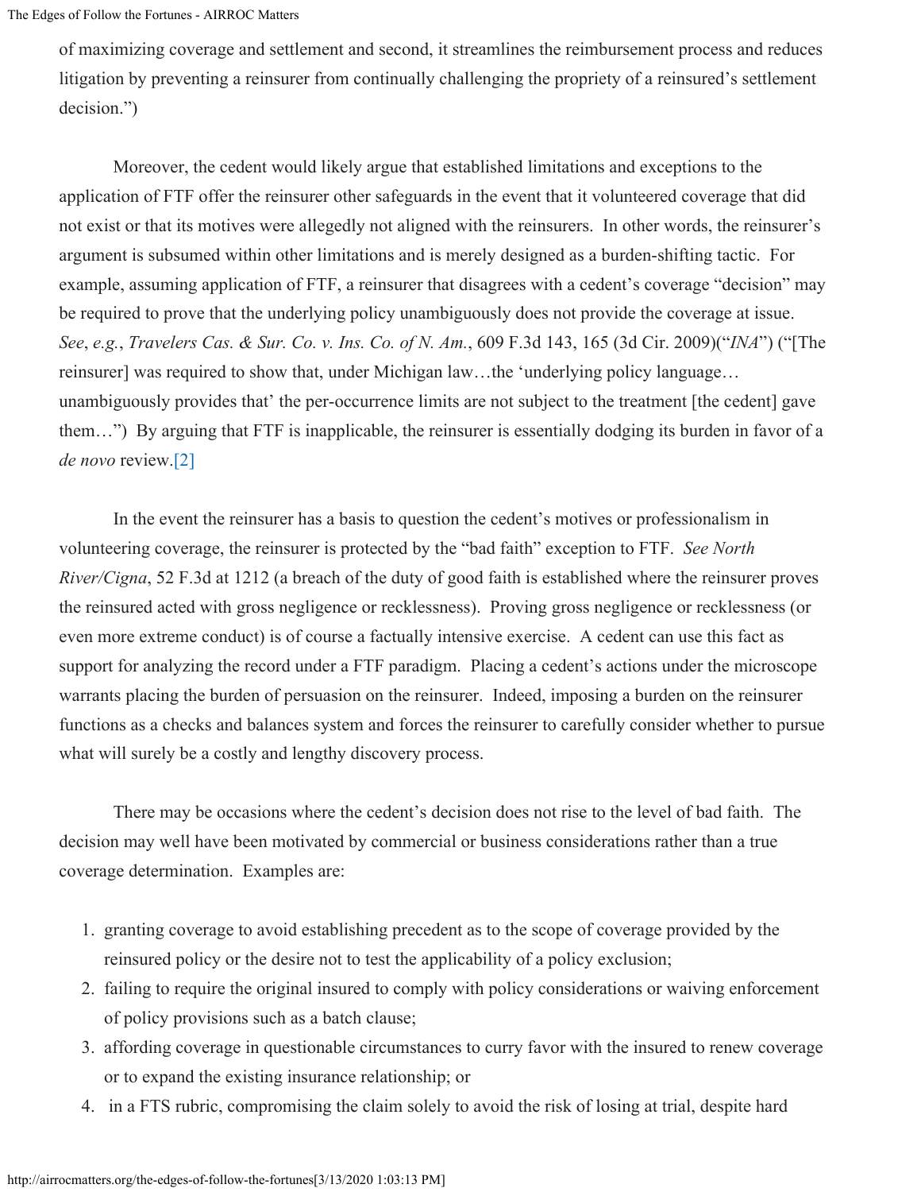of maximizing coverage and settlement and second, it streamlines the reimbursement process and reduces litigation by preventing a reinsurer from continually challenging the propriety of a reinsured's settlement decision.")

Moreover, the cedent would likely argue that established limitations and exceptions to the application of FTF offer the reinsurer other safeguards in the event that it volunteered coverage that did not exist or that its motives were allegedly not aligned with the reinsurers. In other words, the reinsurer's argument is subsumed within other limitations and is merely designed as a burden-shifting tactic. For example, assuming application of FTF, a reinsurer that disagrees with a cedent's coverage "decision" may be required to prove that the underlying policy unambiguously does not provide the coverage at issue. *See*, *e.g.*, *Travelers Cas. & Sur. Co. v. Ins. Co. of N. Am.*, 609 F.3d 143, 165 (3d Cir. 2009)("*INA*") ("[The reinsurer] was required to show that, under Michigan law…the 'underlying policy language… unambiguously provides that' the per-occurrence limits are not subject to the treatment [the cedent] gave them…") By arguing that FTF is inapplicable, the reinsurer is essentially dodging its burden in favor of a *de novo* review.[2]

In the event the reinsurer has a basis to question the cedent's motives or professionalism in volunteering coverage, the reinsurer is protected by the "bad faith" exception to FTF. *See North River/Cigna*, 52 F.3d at 1212 (a breach of the duty of good faith is established where the reinsurer proves the reinsured acted with gross negligence or recklessness). Proving gross negligence or recklessness (or even more extreme conduct) is of course a factually intensive exercise. A cedent can use this fact as support for analyzing the record under a FTF paradigm. Placing a cedent's actions under the microscope warrants placing the burden of persuasion on the reinsurer. Indeed, imposing a burden on the reinsurer functions as a checks and balances system and forces the reinsurer to carefully consider whether to pursue what will surely be a costly and lengthy discovery process.

There may be occasions where the cedent's decision does not rise to the level of bad faith. The decision may well have been motivated by commercial or business considerations rather than a true coverage determination. Examples are:

1. granting coverage to avoid establishing precedent as to the scope of coverage provided by the reinsured policy or the desire not to test the applicability of a policy exclusion;
2. failing to require the original insured to comply with policy considerations or waiving enforcement of policy provisions such as a batch clause;
3. affording coverage in questionable circumstances to curry favor with the insured to renew coverage or to expand the existing insurance relationship; or
4. in a FTS rubric, compromising the claim solely to avoid the risk of losing at trial, despite hard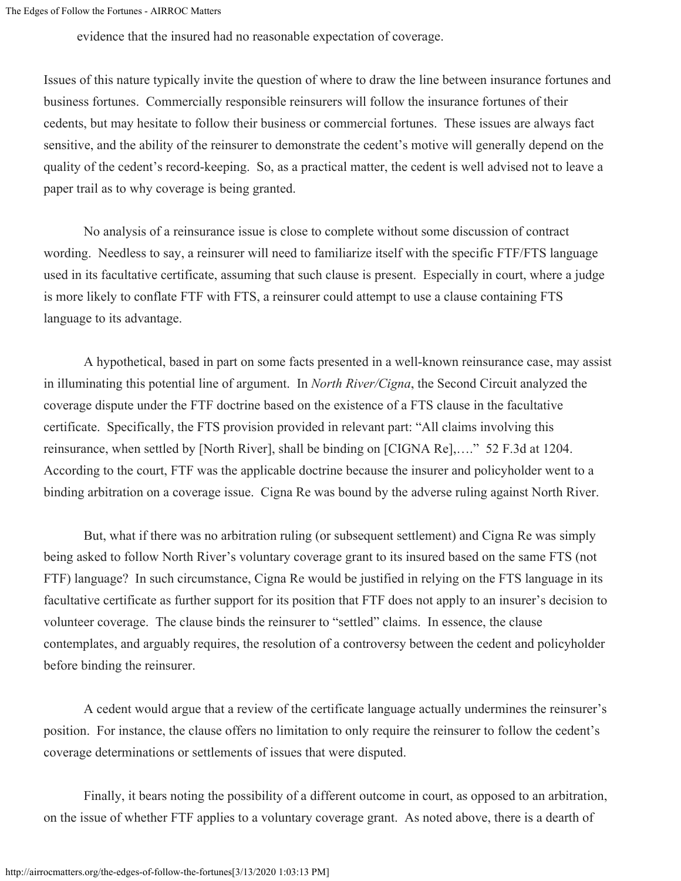evidence that the insured had no reasonable expectation of coverage.

Issues of this nature typically invite the question of where to draw the line between insurance fortunes and business fortunes. Commercially responsible reinsurers will follow the insurance fortunes of their cedents, but may hesitate to follow their business or commercial fortunes. These issues are always fact sensitive, and the ability of the reinsurer to demonstrate the cedent's motive will generally depend on the quality of the cedent's record-keeping. So, as a practical matter, the cedent is well advised not to leave a paper trail as to why coverage is being granted.

No analysis of a reinsurance issue is close to complete without some discussion of contract wording. Needless to say, a reinsurer will need to familiarize itself with the specific FTF/FTS language used in its facultative certificate, assuming that such clause is present. Especially in court, where a judge is more likely to conflate FTF with FTS, a reinsurer could attempt to use a clause containing FTS language to its advantage.

A hypothetical, based in part on some facts presented in a well-known reinsurance case, may assist in illuminating this potential line of argument. In *North River/Cigna*, the Second Circuit analyzed the coverage dispute under the FTF doctrine based on the existence of a FTS clause in the facultative certificate. Specifically, the FTS provision provided in relevant part: "All claims involving this reinsurance, when settled by [North River], shall be binding on [CIGNA Re],…." 52 F.3d at 1204. According to the court, FTF was the applicable doctrine because the insurer and policyholder went to a binding arbitration on a coverage issue. Cigna Re was bound by the adverse ruling against North River.

But, what if there was no arbitration ruling (or subsequent settlement) and Cigna Re was simply being asked to follow North River's voluntary coverage grant to its insured based on the same FTS (not FTF) language? In such circumstance, Cigna Re would be justified in relying on the FTS language in its facultative certificate as further support for its position that FTF does not apply to an insurer's decision to volunteer coverage. The clause binds the reinsurer to "settled" claims. In essence, the clause contemplates, and arguably requires, the resolution of a controversy between the cedent and policyholder before binding the reinsurer.

A cedent would argue that a review of the certificate language actually undermines the reinsurer's position. For instance, the clause offers no limitation to only require the reinsurer to follow the cedent's coverage determinations or settlements of issues that were disputed.

Finally, it bears noting the possibility of a different outcome in court, as opposed to an arbitration, on the issue of whether FTF applies to a voluntary coverage grant. As noted above, there is a dearth of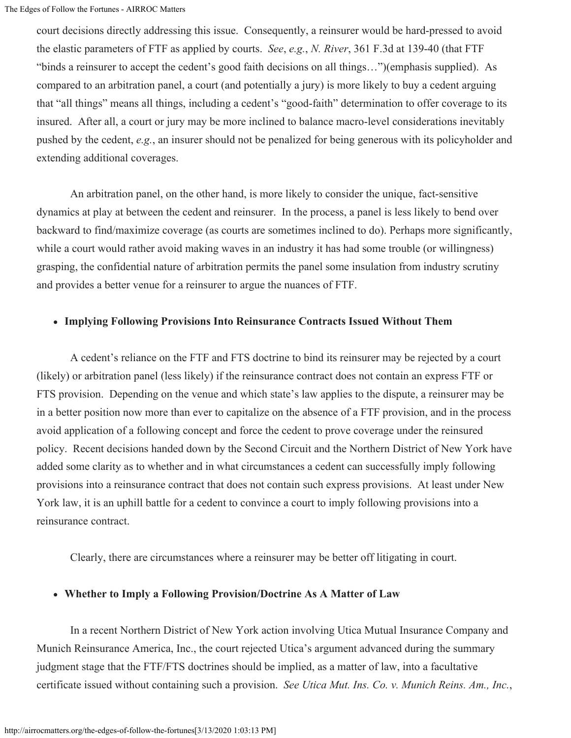court decisions directly addressing this issue. Consequently, a reinsurer would be hard-pressed to avoid the elastic parameters of FTF as applied by courts. *See*, *e.g.*, *N. River*, 361 F.3d at 139-40 (that FTF "binds a reinsurer to accept the cedent's good faith decisions on all things…")(emphasis supplied). As compared to an arbitration panel, a court (and potentially a jury) is more likely to buy a cedent arguing that "all things" means all things, including a cedent's "good-faith" determination to offer coverage to its insured. After all, a court or jury may be more inclined to balance macro-level considerations inevitably pushed by the cedent, *e.g.*, an insurer should not be penalized for being generous with its policyholder and extending additional coverages.

An arbitration panel, on the other hand, is more likely to consider the unique, fact-sensitive dynamics at play at between the cedent and reinsurer. In the process, a panel is less likely to bend over backward to find/maximize coverage (as courts are sometimes inclined to do). Perhaps more significantly, while a court would rather avoid making waves in an industry it has had some trouble (or willingness) grasping, the confidential nature of arbitration permits the panel some insulation from industry scrutiny and provides a better venue for a reinsurer to argue the nuances of FTF.

- **Implying Following Provisions Into Reinsurance Contracts Issued Without Them**

A cedent's reliance on the FTF and FTS doctrine to bind its reinsurer may be rejected by a court (likely) or arbitration panel (less likely) if the reinsurance contract does not contain an express FTF or FTS provision. Depending on the venue and which state's law applies to the dispute, a reinsurer may be in a better position now more than ever to capitalize on the absence of a FTF provision, and in the process avoid application of a following concept and force the cedent to prove coverage under the reinsured policy. Recent decisions handed down by the Second Circuit and the Northern District of New York have added some clarity as to whether and in what circumstances a cedent can successfully imply following provisions into a reinsurance contract that does not contain such express provisions. At least under New York law, it is an uphill battle for a cedent to convince a court to imply following provisions into a reinsurance contract.

Clearly, there are circumstances where a reinsurer may be better off litigating in court.

- **Whether to Imply a Following Provision/Doctrine As A Matter of Law**

In a recent Northern District of New York action involving Utica Mutual Insurance Company and Munich Reinsurance America, Inc., the court rejected Utica's argument advanced during the summary judgment stage that the FTF/FTS doctrines should be implied, as a matter of law, into a facultative certificate issued without containing such a provision. *See Utica Mut. Ins. Co. v. Munich Reins. Am., Inc.*,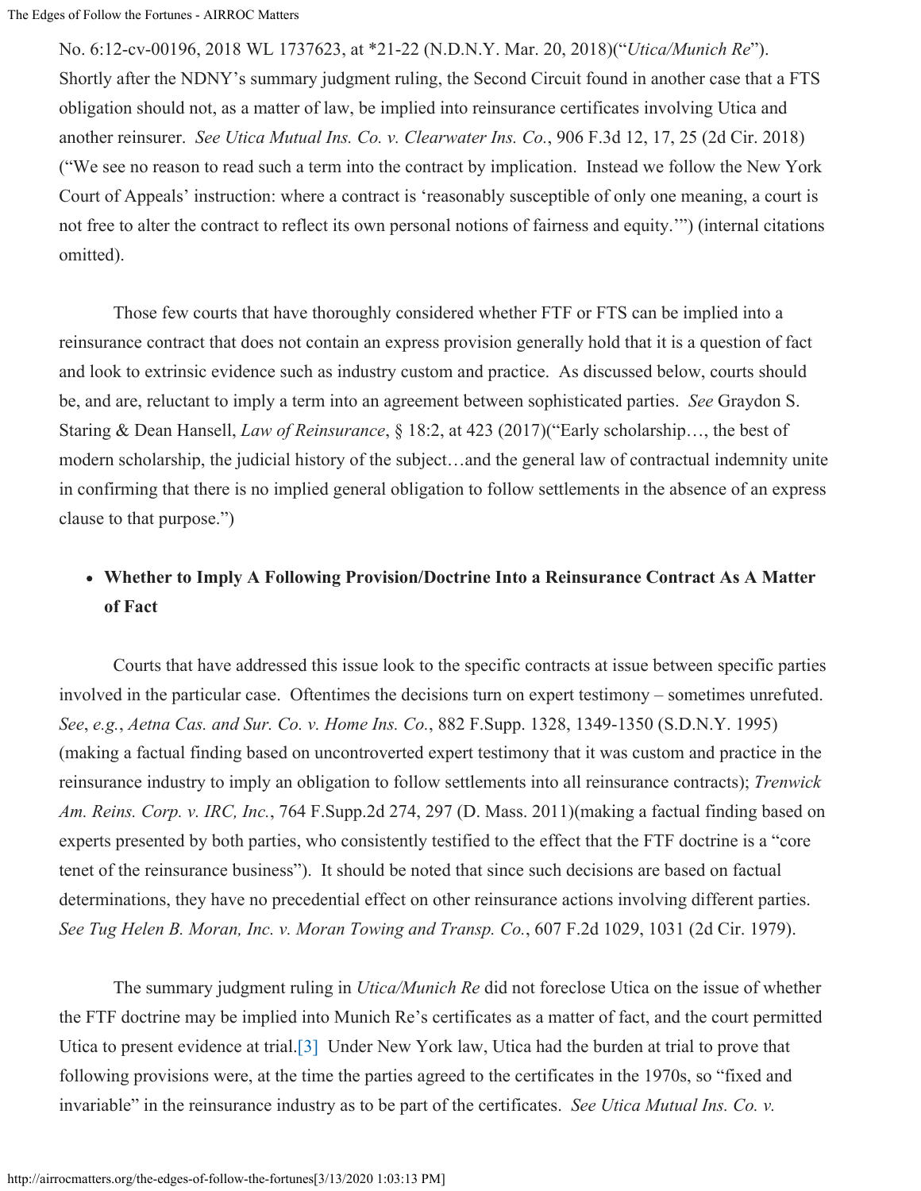No. 6:12-cv-00196, 2018 WL 1737623, at *21-22 (N.D.N.Y. Mar. 20, 2018)("*Utica/Munich Re*"). Shortly after the NDNY's summary judgment ruling, the Second Circuit found in another case that a FTS obligation should not, as a matter of law, be implied into reinsurance certificates involving Utica and another reinsurer. *See Utica Mutual Ins. Co. v. Clearwater Ins. Co.*, 906 F.3d 12, 17, 25 (2d Cir. 2018) ("We see no reason to read such a term into the contract by implication. Instead we follow the New York Court of Appeals' instruction: where a contract is 'reasonably susceptible of only one meaning, a court is not free to alter the contract to reflect its own personal notions of fairness and equity.'") (internal citations omitted).

Those few courts that have thoroughly considered whether FTF or FTS can be implied into a reinsurance contract that does not contain an express provision generally hold that it is a question of fact and look to extrinsic evidence such as industry custom and practice. As discussed below, courts should be, and are, reluctant to imply a term into an agreement between sophisticated parties. *See* Graydon S. Staring & Dean Hansell, *Law of Reinsurance*, § 18:2, at 423 (2017)("Early scholarship…, the best of modern scholarship, the judicial history of the subject…and the general law of contractual indemnity unite in confirming that there is no implied general obligation to follow settlements in the absence of an express clause to that purpose.")

- **Whether to Imply A Following Provision/Doctrine Into a Reinsurance Contract As A Matter of Fact**

Courts that have addressed this issue look to the specific contracts at issue between specific parties involved in the particular case. Oftentimes the decisions turn on expert testimony – sometimes unrefuted. *See*, *e.g.*, *Aetna Cas. and Sur. Co. v. Home Ins. Co.*, 882 F.Supp. 1328, 1349-1350 (S.D.N.Y. 1995) (making a factual finding based on uncontroverted expert testimony that it was custom and practice in the reinsurance industry to imply an obligation to follow settlements into all reinsurance contracts); *Trenwick Am. Reins. Corp. v. IRC, Inc.*, 764 F.Supp.2d 274, 297 (D. Mass. 2011)(making a factual finding based on experts presented by both parties, who consistently testified to the effect that the FTF doctrine is a "core tenet of the reinsurance business"). It should be noted that since such decisions are based on factual determinations, they have no precedential effect on other reinsurance actions involving different parties. *See Tug Helen B. Moran, Inc. v. Moran Towing and Transp. Co.*, 607 F.2d 1029, 1031 (2d Cir. 1979).

The summary judgment ruling in *Utica/Munich Re* did not foreclose Utica on the issue of whether the FTF doctrine may be implied into Munich Re's certificates as a matter of fact, and the court permitted Utica to present evidence at trial.[3] Under New York law, Utica had the burden at trial to prove that following provisions were, at the time the parties agreed to the certificates in the 1970s, so "fixed and invariable" in the reinsurance industry as to be part of the certificates. *See Utica Mutual Ins. Co. v.*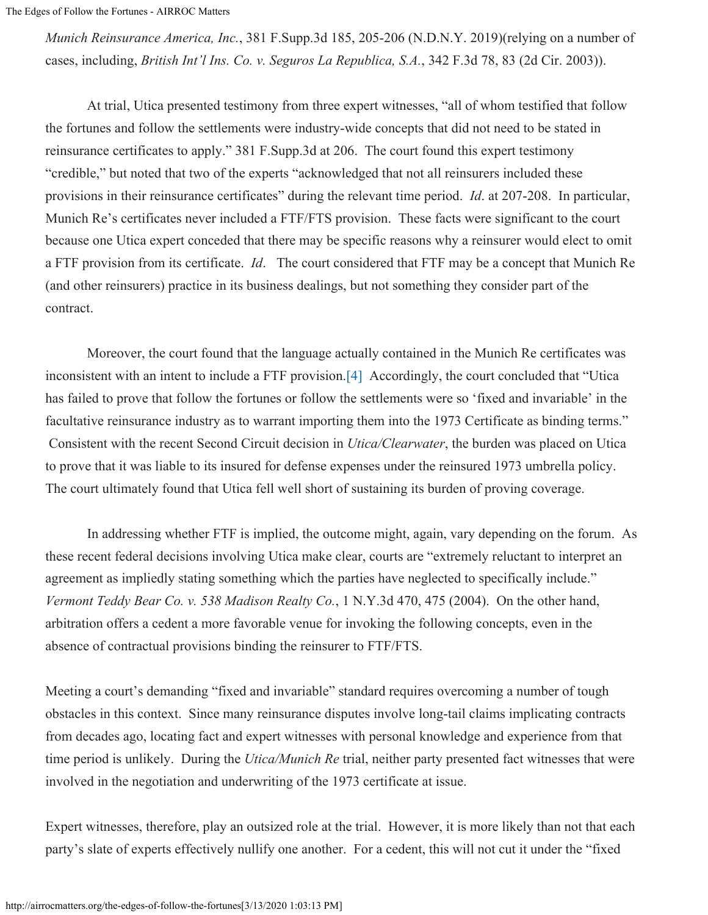*Munich Reinsurance America, Inc.*, 381 F.Supp.3d 185, 205-206 (N.D.N.Y. 2019)(relying on a number of cases, including, *British Int'l Ins. Co. v. Seguros La Republica, S.A.*, 342 F.3d 78, 83 (2d Cir. 2003)).

At trial, Utica presented testimony from three expert witnesses, "all of whom testified that follow the fortunes and follow the settlements were industry-wide concepts that did not need to be stated in reinsurance certificates to apply." 381 F.Supp.3d at 206. The court found this expert testimony "credible," but noted that two of the experts "acknowledged that not all reinsurers included these provisions in their reinsurance certificates" during the relevant time period. *Id*. at 207-208. In particular, Munich Re's certificates never included a FTF/FTS provision. These facts were significant to the court because one Utica expert conceded that there may be specific reasons why a reinsurer would elect to omit a FTF provision from its certificate. *Id*. The court considered that FTF may be a concept that Munich Re (and other reinsurers) practice in its business dealings, but not something they consider part of the contract.

Moreover, the court found that the language actually contained in the Munich Re certificates was inconsistent with an intent to include a FTF provision.[4] Accordingly, the court concluded that "Utica has failed to prove that follow the fortunes or follow the settlements were so 'fixed and invariable' in the facultative reinsurance industry as to warrant importing them into the 1973 Certificate as binding terms." Consistent with the recent Second Circuit decision in *Utica/Clearwater*, the burden was placed on Utica to prove that it was liable to its insured for defense expenses under the reinsured 1973 umbrella policy. The court ultimately found that Utica fell well short of sustaining its burden of proving coverage.

In addressing whether FTF is implied, the outcome might, again, vary depending on the forum. As these recent federal decisions involving Utica make clear, courts are "extremely reluctant to interpret an agreement as impliedly stating something which the parties have neglected to specifically include." *Vermont Teddy Bear Co. v. 538 Madison Realty Co.*, 1 N.Y.3d 470, 475 (2004). On the other hand, arbitration offers a cedent a more favorable venue for invoking the following concepts, even in the absence of contractual provisions binding the reinsurer to FTF/FTS.

Meeting a court's demanding "fixed and invariable" standard requires overcoming a number of tough obstacles in this context. Since many reinsurance disputes involve long-tail claims implicating contracts from decades ago, locating fact and expert witnesses with personal knowledge and experience from that time period is unlikely. During the *Utica/Munich Re* trial, neither party presented fact witnesses that were involved in the negotiation and underwriting of the 1973 certificate at issue.

Expert witnesses, therefore, play an outsized role at the trial. However, it is more likely than not that each party's slate of experts effectively nullify one another. For a cedent, this will not cut it under the "fixed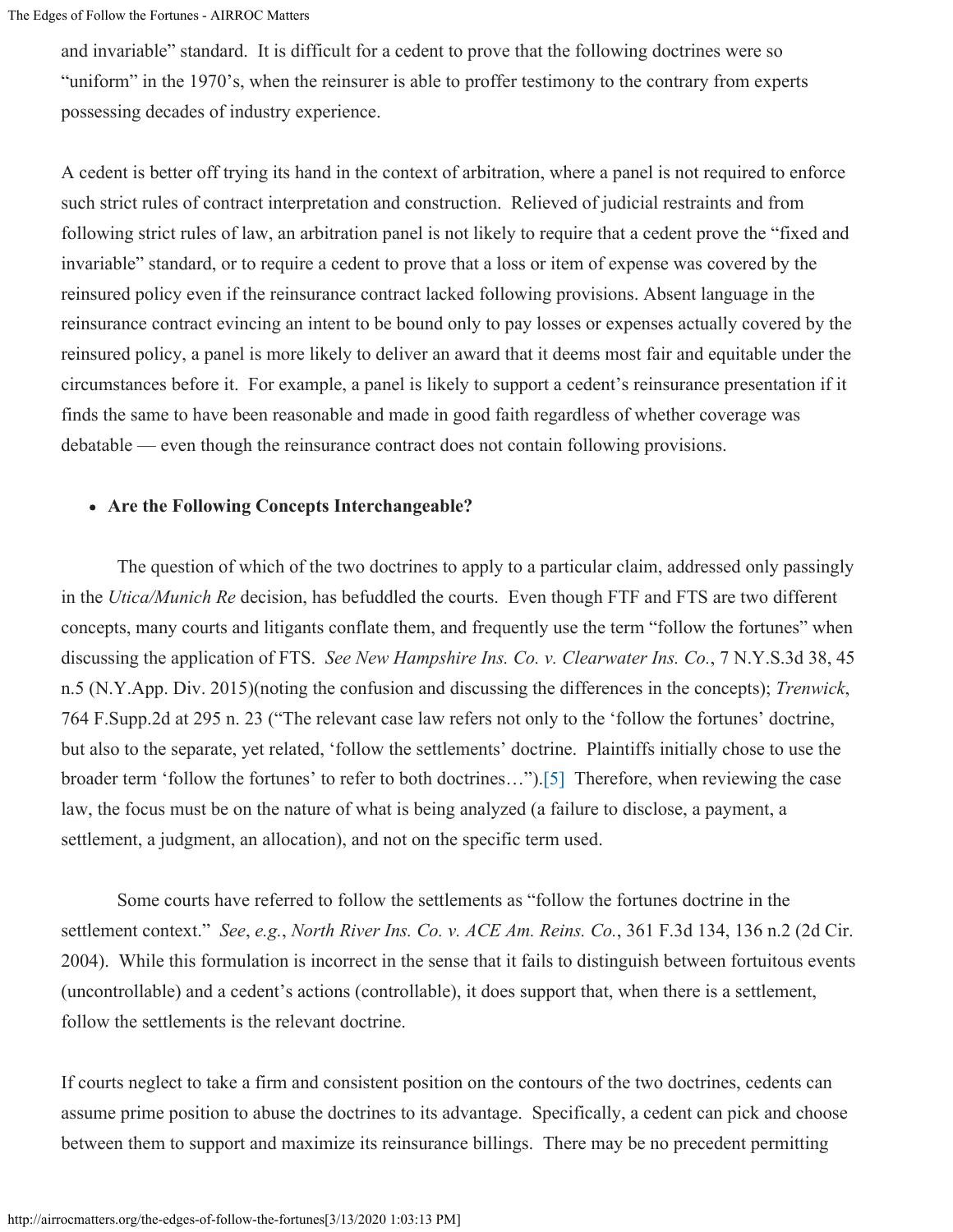and invariable" standard. It is difficult for a cedent to prove that the following doctrines were so "uniform" in the 1970's, when the reinsurer is able to proffer testimony to the contrary from experts possessing decades of industry experience.

A cedent is better off trying its hand in the context of arbitration, where a panel is not required to enforce such strict rules of contract interpretation and construction. Relieved of judicial restraints and from following strict rules of law, an arbitration panel is not likely to require that a cedent prove the "fixed and invariable" standard, or to require a cedent to prove that a loss or item of expense was covered by the reinsured policy even if the reinsurance contract lacked following provisions. Absent language in the reinsurance contract evincing an intent to be bound only to pay losses or expenses actually covered by the reinsured policy, a panel is more likely to deliver an award that it deems most fair and equitable under the circumstances before it. For example, a panel is likely to support a cedent's reinsurance presentation if it finds the same to have been reasonable and made in good faith regardless of whether coverage was debatable — even though the reinsurance contract does not contain following provisions.

- **Are the Following Concepts Interchangeable?**

The question of which of the two doctrines to apply to a particular claim, addressed only passingly in the *Utica/Munich Re* decision, has befuddled the courts. Even though FTF and FTS are two different concepts, many courts and litigants conflate them, and frequently use the term "follow the fortunes" when discussing the application of FTS. *See New Hampshire Ins. Co. v. Clearwater Ins. Co.*, 7 N.Y.S.3d 38, 45 n.5 (N.Y.App. Div. 2015)(noting the confusion and discussing the differences in the concepts); *Trenwick*, 764 F.Supp.2d at 295 n. 23 ("The relevant case law refers not only to the 'follow the fortunes' doctrine, but also to the separate, yet related, 'follow the settlements' doctrine. Plaintiffs initially chose to use the broader term 'follow the fortunes' to refer to both doctrines…").[5] Therefore, when reviewing the case law, the focus must be on the nature of what is being analyzed (a failure to disclose, a payment, a settlement, a judgment, an allocation), and not on the specific term used.

Some courts have referred to follow the settlements as "follow the fortunes doctrine in the settlement context." *See*, *e.g.*, *North River Ins. Co. v. ACE Am. Reins. Co.*, 361 F.3d 134, 136 n.2 (2d Cir. 2004). While this formulation is incorrect in the sense that it fails to distinguish between fortuitous events (uncontrollable) and a cedent's actions (controllable), it does support that, when there is a settlement, follow the settlements is the relevant doctrine.

If courts neglect to take a firm and consistent position on the contours of the two doctrines, cedents can assume prime position to abuse the doctrines to its advantage. Specifically, a cedent can pick and choose between them to support and maximize its reinsurance billings. There may be no precedent permitting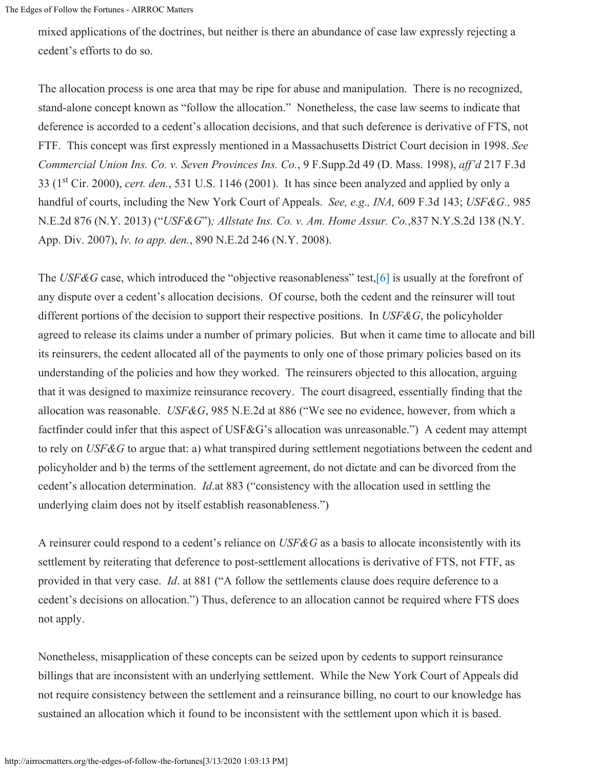mixed applications of the doctrines, but neither is there an abundance of case law expressly rejecting a cedent's efforts to do so.

The allocation process is one area that may be ripe for abuse and manipulation. There is no recognized, stand-alone concept known as "follow the allocation." Nonetheless, the case law seems to indicate that deference is accorded to a cedent's allocation decisions, and that such deference is derivative of FTS, not FTF. This concept was first expressly mentioned in a Massachusetts District Court decision in 1998. *See Commercial Union Ins. Co. v. Seven Provinces Ins. Co.*, 9 F.Supp.2d 49 (D. Mass. 1998), *aff'd* 217 F.3d 33 (1st Cir. 2000), *cert. den.*, 531 U.S. 1146 (2001). It has since been analyzed and applied by only a handful of courts, including the New York Court of Appeals. *See, e.g., INA,* 609 F.3d 143; *USF&G.,* 985 N.E.2d 876 (N.Y. 2013) ("*USF&G*")*; Allstate Ins. Co. v. Am. Home Assur. Co.*,837 N.Y.S.2d 138 (N.Y. App. Div. 2007), *lv. to app. den.*, 890 N.E.2d 246 (N.Y. 2008).

The *USF&G* case, which introduced the "objective reasonableness" test,[6] is usually at the forefront of any dispute over a cedent's allocation decisions. Of course, both the cedent and the reinsurer will tout different portions of the decision to support their respective positions. In *USF&G*, the policyholder agreed to release its claims under a number of primary policies. But when it came time to allocate and bill its reinsurers, the cedent allocated all of the payments to only one of those primary policies based on its understanding of the policies and how they worked. The reinsurers objected to this allocation, arguing that it was designed to maximize reinsurance recovery. The court disagreed, essentially finding that the allocation was reasonable. *USF&G*, 985 N.E.2d at 886 ("We see no evidence, however, from which a factfinder could infer that this aspect of USF&G's allocation was unreasonable.") A cedent may attempt to rely on *USF&G* to argue that: a) what transpired during settlement negotiations between the cedent and policyholder and b) the terms of the settlement agreement, do not dictate and can be divorced from the cedent's allocation determination. *Id*.at 883 ("consistency with the allocation used in settling the underlying claim does not by itself establish reasonableness.")

A reinsurer could respond to a cedent's reliance on *USF&G* as a basis to allocate inconsistently with its settlement by reiterating that deference to post-settlement allocations is derivative of FTS, not FTF, as provided in that very case. *Id*. at 881 ("A follow the settlements clause does require deference to a cedent's decisions on allocation.") Thus, deference to an allocation cannot be required where FTS does not apply.

Nonetheless, misapplication of these concepts can be seized upon by cedents to support reinsurance billings that are inconsistent with an underlying settlement. While the New York Court of Appeals did not require consistency between the settlement and a reinsurance billing, no court to our knowledge has sustained an allocation which it found to be inconsistent with the settlement upon which it is based.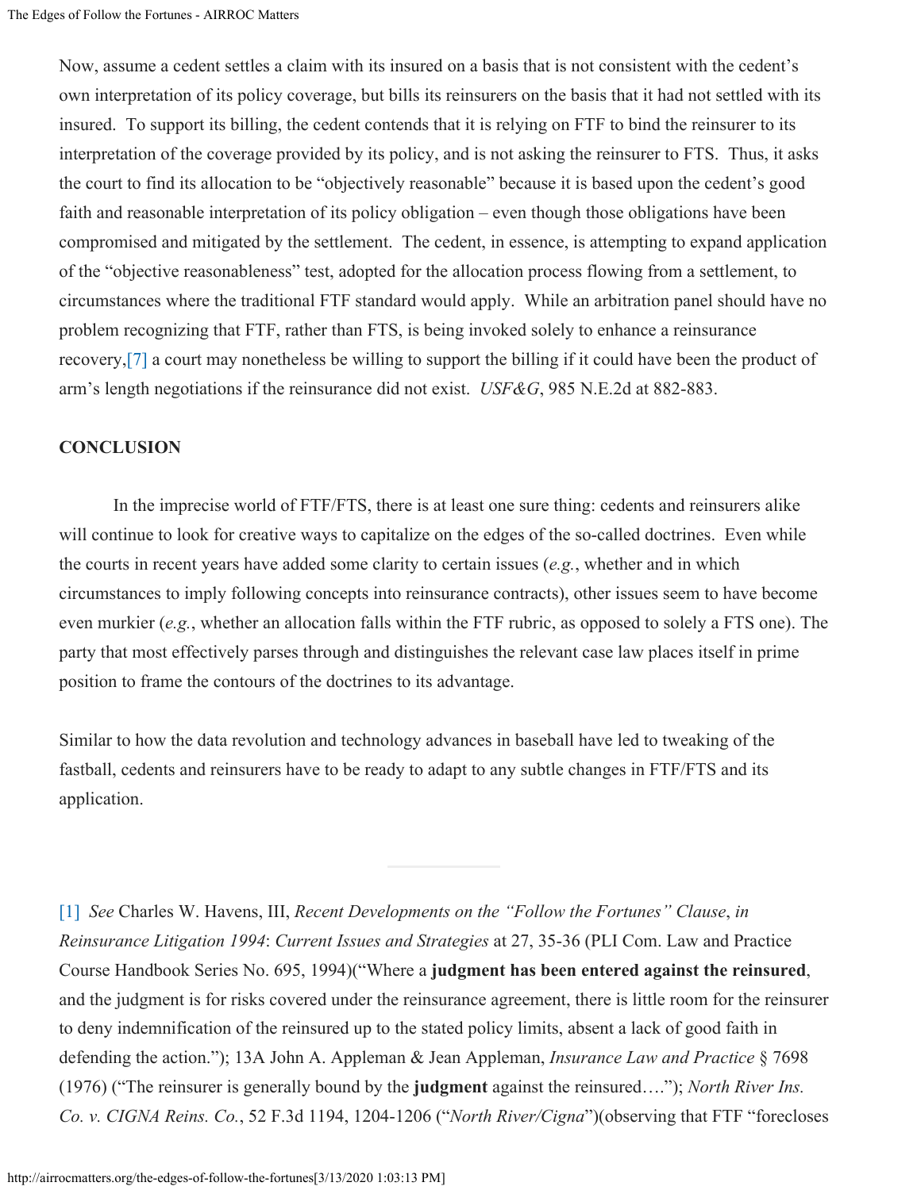Now, assume a cedent settles a claim with its insured on a basis that is not consistent with the cedent's own interpretation of its policy coverage, but bills its reinsurers on the basis that it had not settled with its insured. To support its billing, the cedent contends that it is relying on FTF to bind the reinsurer to its interpretation of the coverage provided by its policy, and is not asking the reinsurer to FTS. Thus, it asks the court to find its allocation to be "objectively reasonable" because it is based upon the cedent's good faith and reasonable interpretation of its policy obligation – even though those obligations have been compromised and mitigated by the settlement. The cedent, in essence, is attempting to expand application of the "objective reasonableness" test, adopted for the allocation process flowing from a settlement, to circumstances where the traditional FTF standard would apply. While an arbitration panel should have no problem recognizing that FTF, rather than FTS, is being invoked solely to enhance a reinsurance recovery,[7] a court may nonetheless be willing to support the billing if it could have been the product of arm's length negotiations if the reinsurance did not exist. *USF&G*, 985 N.E.2d at 882-883.

**CONCLUSION**

In the imprecise world of FTF/FTS, there is at least one sure thing: cedents and reinsurers alike will continue to look for creative ways to capitalize on the edges of the so-called doctrines. Even while the courts in recent years have added some clarity to certain issues (*e.g.*, whether and in which circumstances to imply following concepts into reinsurance contracts), other issues seem to have become even murkier (*e.g.*, whether an allocation falls within the FTF rubric, as opposed to solely a FTS one). The party that most effectively parses through and distinguishes the relevant case law places itself in prime position to frame the contours of the doctrines to its advantage.

Similar to how the data revolution and technology advances in baseball have led to tweaking of the fastball, cedents and reinsurers have to be ready to adapt to any subtle changes in FTF/FTS and its application.

---

[1] *See* Charles W. Havens, III, *Recent Developments on the "Follow the Fortunes" Clause*, *in Reinsurance Litigation 1994*: *Current Issues and Strategies* at 27, 35-36 (PLI Com. Law and Practice Course Handbook Series No. 695, 1994)("Where a **judgment has been entered against the reinsured**, and the judgment is for risks covered under the reinsurance agreement, there is little room for the reinsurer to deny indemnification of the reinsured up to the stated policy limits, absent a lack of good faith in defending the action."); 13A John A. Appleman & Jean Appleman, *Insurance Law and Practice* § 7698 (1976) ("The reinsurer is generally bound by the **judgment** against the reinsured…."); *North River Ins. Co. v. CIGNA Reins. Co.*, 52 F.3d 1194, 1204-1206 ("*North River/Cigna*")(observing that FTF "forecloses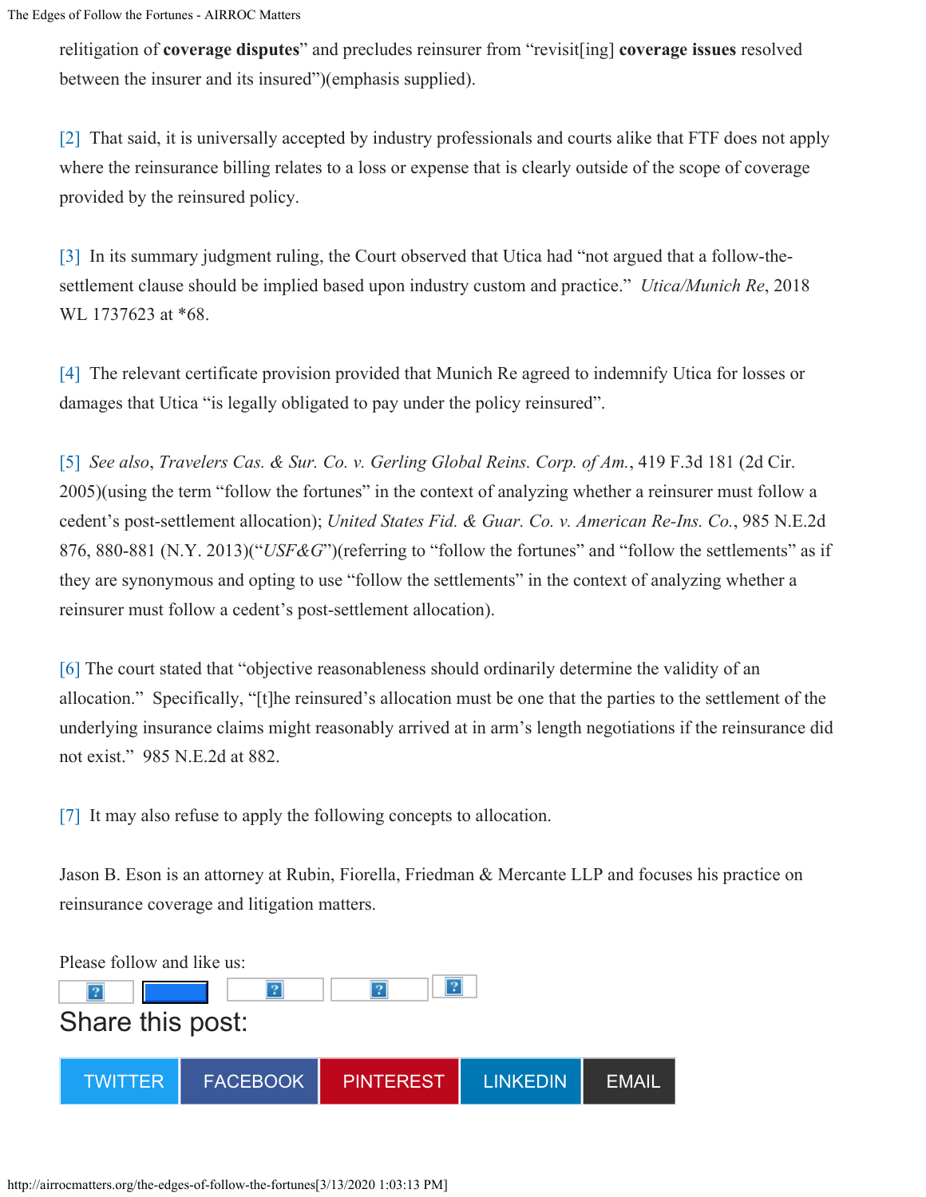relitigation of **coverage disputes**" and precludes reinsurer from "revisit[ing] **coverage issues** resolved between the insurer and its insured")(emphasis supplied).

[2] That said, it is universally accepted by industry professionals and courts alike that FTF does not apply where the reinsurance billing relates to a loss or expense that is clearly outside of the scope of coverage provided by the reinsured policy.

[3] In its summary judgment ruling, the Court observed that Utica had "not argued that a follow-the-settlement clause should be implied based upon industry custom and practice." *Utica/Munich Re*, 2018 WL 1737623 at *68.

[4] The relevant certificate provision provided that Munich Re agreed to indemnify Utica for losses or damages that Utica "is legally obligated to pay under the policy reinsured".

[5] *See also*, *Travelers Cas. & Sur. Co. v. Gerling Global Reins. Corp. of Am.*, 419 F.3d 181 (2d Cir. 2005)(using the term "follow the fortunes" in the context of analyzing whether a reinsurer must follow a cedent's post-settlement allocation); *United States Fid. & Guar. Co. v. American Re-Ins. Co.*, 985 N.E.2d 876, 880-881 (N.Y. 2013)("*USF&G*")(referring to "follow the fortunes" and "follow the settlements" as if they are synonymous and opting to use "follow the settlements" in the context of analyzing whether a reinsurer must follow a cedent's post-settlement allocation).

[6] The court stated that "objective reasonableness should ordinarily determine the validity of an allocation." Specifically, "[t]he reinsured's allocation must be one that the parties to the settlement of the underlying insurance claims might reasonably arrived at in arm's length negotiations if the reinsurance did not exist." 985 N.E.2d at 882.

[7] It may also refuse to apply the following concepts to allocation.

Jason B. Eson is an attorney at Rubin, Fiorella, Friedman & Mercante LLP and focuses his practice on reinsurance coverage and litigation matters.

Please follow and like us:

## Share this post:

TWITTER FACEBOOK PINTEREST LINKEDIN EMAIL